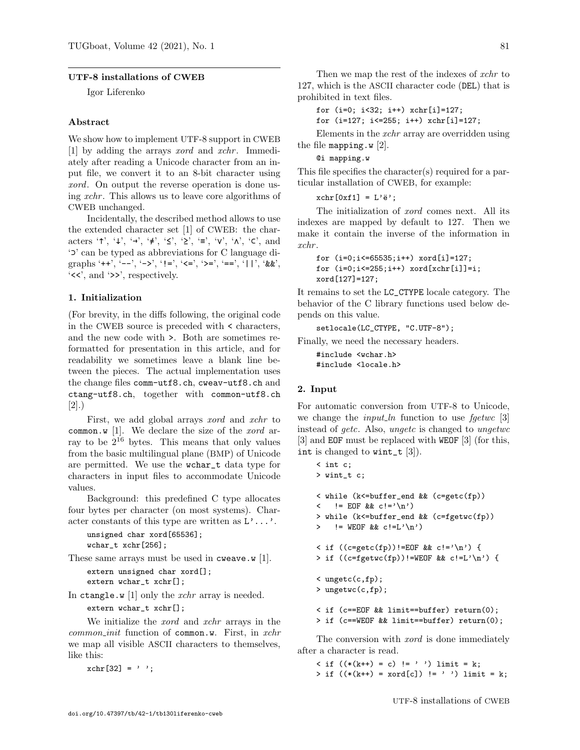## UTF-8 installations of CWEB

Igor Liferenko

### Abstract

We show how to implement UTF-8 support in CWEB [1] by adding the arrays *xord* and *xchr*. Immediately after reading a Unicode character from an input file, we convert it to an 8-bit character using *xord*. On output the reverse operation is done using *xchr*. This allows us to leave core algorithms of CWEB unchanged.

Incidentally, the described method allows to use the extended character set [1] of CWEB: the characters '↑', '↓', '→', '≠', '≤', '≥', '≡', '∨', '∧', '⊂', and '⊃' can be typed as abbreviations for C language digraphs '++', '--', '->', '!=', '<=', '>=', '==', '||', '&&', '<<', and '>>', respectively.

### 1. Initialization

(For brevity, in the diffs following, the original code in the CWEB source is preceded with `<` characters, and the new code with `>`. Both are sometimes reformatted for presentation in this article, and for readability we sometimes leave a blank line between the pieces. The actual implementation uses the change files `comm-utf8.ch`, `cweav-utf8.ch` and `ctang-utf8.ch`, together with `common-utf8.ch` [2].)

First, we add global arrays *xord* and *xchr* to `common.w` [1]. We declare the size of the *xord* array to be $2^{16}$ bytes. This means that only values from the basic multilingual plane (BMP) of Unicode are permitted. We use the `wchar_t` data type for characters in input files to accommodate Unicode values.

Background: this predefined C type allocates four bytes per character (on most systems). Character constants of this type are written as `L'...'`.

```
unsigned char xord[65536];
wchar_t xchr[256];
```

These same arrays must be used in `cweave.w` [1].

```
extern unsigned char xord[];
extern wchar_t xchr[];
```

In `ctangle.w` [1] only the *xchr* array is needed.

```
extern wchar_t xchr[];
```

We initialize the *xord* and *xchr* arrays in the *common_init* function of `common.w`. First, in *xchr* we map all visible ASCII characters to themselves, like this:

```
xchr[32] = ' ';
```

Then we map the rest of the indexes of *xchr* to 127, which is the ASCII character code (DEL) that is prohibited in text files.

```
for (i=0; i<32; i++) xchr[i]=127;
for (i=127; i<=255; i++) xchr[i]=127;
```

Elements in the *xchr* array are overridden using the file `mapping.w` [2].

```
@i mapping.w
```

This file specifies the character(s) required for a particular installation of CWEB, for example:

```
xchr[0xf1] = L'ë';
```

The initialization of *xord* comes next. All its indexes are mapped by default to 127. Then we make it contain the inverse of the information in *xchr*.

```
for (i=0;i<=65535;i++) xord[i]=127;
for (i=0;i<=255;i++) xord[xchr[i]]=i;
xord[127]=127;
```

It remains to set the `LC_CTYPE` locale category. The behavior of the C library functions used below depends on this value.

```
setlocale(LC_CTYPE, "C.UTF-8");
```

Finally, we need the necessary headers.

```
#include <wchar.h>
#include <locale.h>
```

### 2. Input

For automatic conversion from UTF-8 to Unicode, we change the *input_ln* function to use *fgetwc* [3] instead of *getc*. Also, *ungetc* is changed to *ungetwc* [3] and `EOF` must be replaced with `WEOF` [3] (for this, `int` is changed to `wint_t` [3]).

```
< int c;
> wint_t c;

< while (k<=buffer_end && (c=getc(fp))
<   != EOF && c!='\n')
> while (k<=buffer_end && (c=fgetwc(fp))
>   != WEOF && c!=L'\n')

< if ((c=getc(fp))!=EOF && c!='\n') {
> if ((c=fgetwc(fp))!=WEOF && c!=L'\n') {

< ungetc(c,fp);
> ungetwc(c,fp);

< if (c==EOF && limit==buffer) return(0);
> if (c==WEOF && limit==buffer) return(0);
```

The conversion with *xord* is done immediately after a character is read.

```
< if ((*(k++) = c) != ' ') limit = k;
> if ((*(k++) = xord[c]) != ' ') limit = k;
```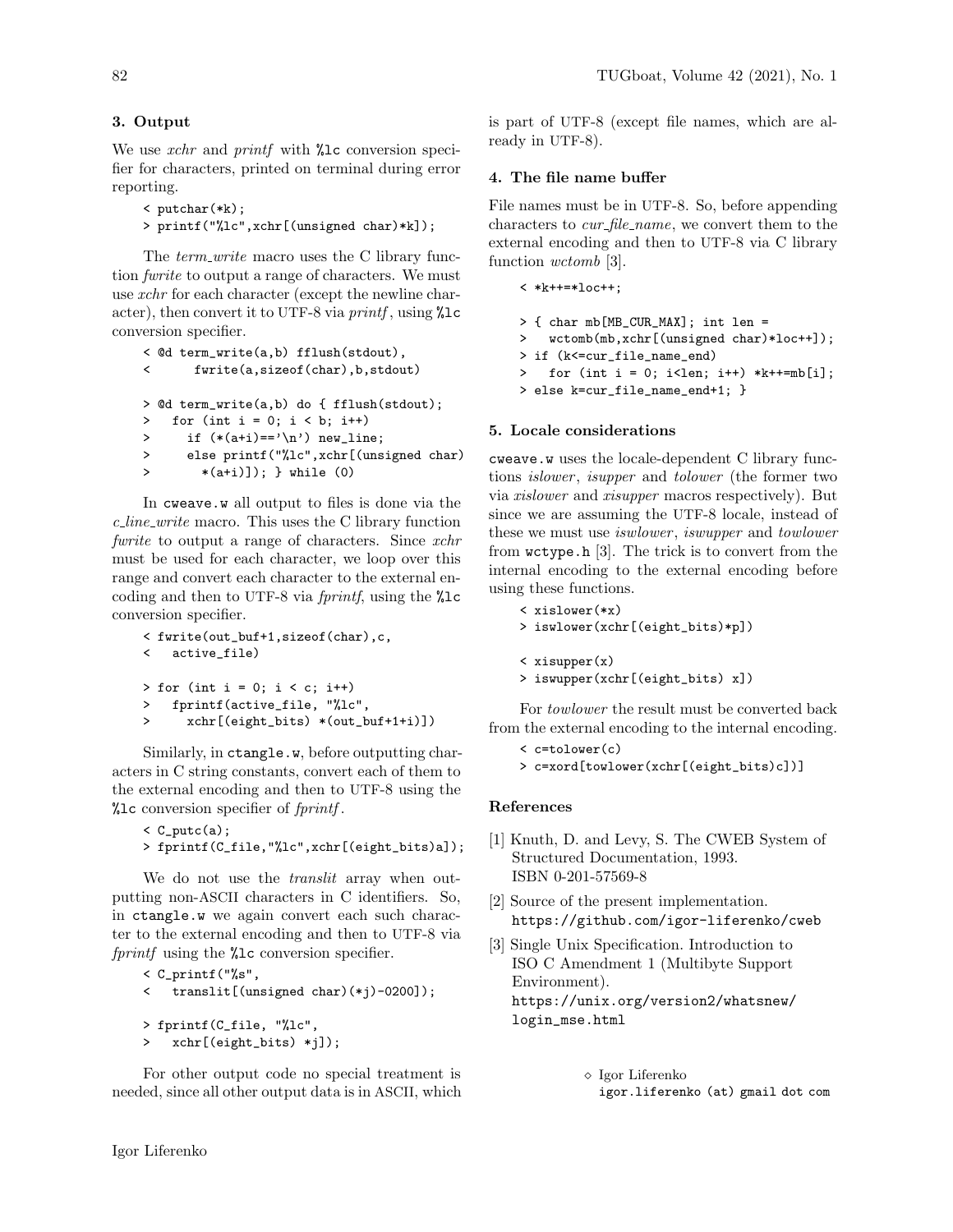## 3. Output

We use *xchr* and *printf* with `%lc` conversion specifier for characters, printed on terminal during error reporting.

```
< putchar(*k);
> printf("%lc",xchr[(unsigned char)*k]);
```

The *term_write* macro uses the C library function *fwrite* to output a range of characters. We must use *xchr* for each character (except the newline character), then convert it to UTF-8 via *printf*, using `%lc` conversion specifier.

```
< @d term_write(a,b) fflush(stdout),
<      fwrite(a,sizeof(char),b,stdout)

> @d term_write(a,b) do { fflush(stdout);
>   for (int i = 0; i < b; i++)
>     if (*(a+i)=='\n') new_line;
>     else printf("%lc",xchr[(unsigned char)
>       *(a+i)]); } while (0)
```

In `cweave.w` all output to files is done via the *c_line_write* macro. This uses the C library function *fwrite* to output a range of characters. Since *xchr* must be used for each character, we loop over this range and convert each character to the external encoding and then to UTF-8 via *fprintf*, using the `%lc` conversion specifier.

```
< fwrite(out_buf+1,sizeof(char),c,
<   active_file)

> for (int i = 0; i < c; i++)
>   fprintf(active_file, "%lc",
>     xchr[(eight_bits) *(out_buf+1+i)])
```

Similarly, in `ctangle.w`, before outputting characters in C string constants, convert each of them to the external encoding and then to UTF-8 using the `%lc` conversion specifier of *fprintf*.

```
< C_putc(a);
> fprintf(C_file,"%lc",xchr[(eight_bits)a]);
```

We do not use the *translit* array when outputting non-ASCII characters in C identifiers. So, in `ctangle.w` we again convert each such character to the external encoding and then to UTF-8 via *fprintf* using the `%lc` conversion specifier.

```
< C_printf("%s",
<   translit[(unsigned char)(*j)-0200]);

> fprintf(C_file, "%lc",
>   xchr[(eight_bits) *j]);
```

For other output code no special treatment is needed, since all other output data is in ASCII, which is part of UTF-8 (except file names, which are already in UTF-8).

## 4. The file name buffer

File names must be in UTF-8. So, before appending characters to *cur_file_name*, we convert them to the external encoding and then to UTF-8 via C library function *wctomb* [3].

```
< *k++=*loc++;

> { char mb[MB_CUR_MAX]; int len =
>   wctomb(mb,xchr[(unsigned char)*loc++]);
> if (k<=cur_file_name_end)
>   for (int i = 0; i<len; i++) *k++=mb[i];
> else k=cur_file_name_end+1; }
```

## 5. Locale considerations

`cweave.w` uses the locale-dependent C library functions *islower*, *isupper* and *tolower* (the former two via *xislower* and *xisupper* macros respectively). But since we are assuming the UTF-8 locale, instead of these we must use *iswlower*, *iswupper* and *towlower* from `wctype.h` [3]. The trick is to convert from the internal encoding to the external encoding before using these functions.

```
< xislower(*x)
> iswlower(xchr[(eight_bits)*p])

< xisupper(x)
> iswupper(xchr[(eight_bits) x])
```

For *towlower* the result must be converted back from the external encoding to the internal encoding.

```
< c=tolower(c)
> c=xord[towlower(xchr[(eight_bits)c])]
```

## References

[1] Knuth, D. and Levy, S. The CWEB System of Structured Documentation, 1993. ISBN 0-201-57569-8

[2] Source of the present implementation. `https://github.com/igor-liferenko/cweb`

[3] Single Unix Specification. Introduction to ISO C Amendment 1 (Multibyte Support Environment). `https://unix.org/version2/whatsnew/login_mse.html`

◇ Igor Liferenko
igor.liferenko (at) gmail dot com